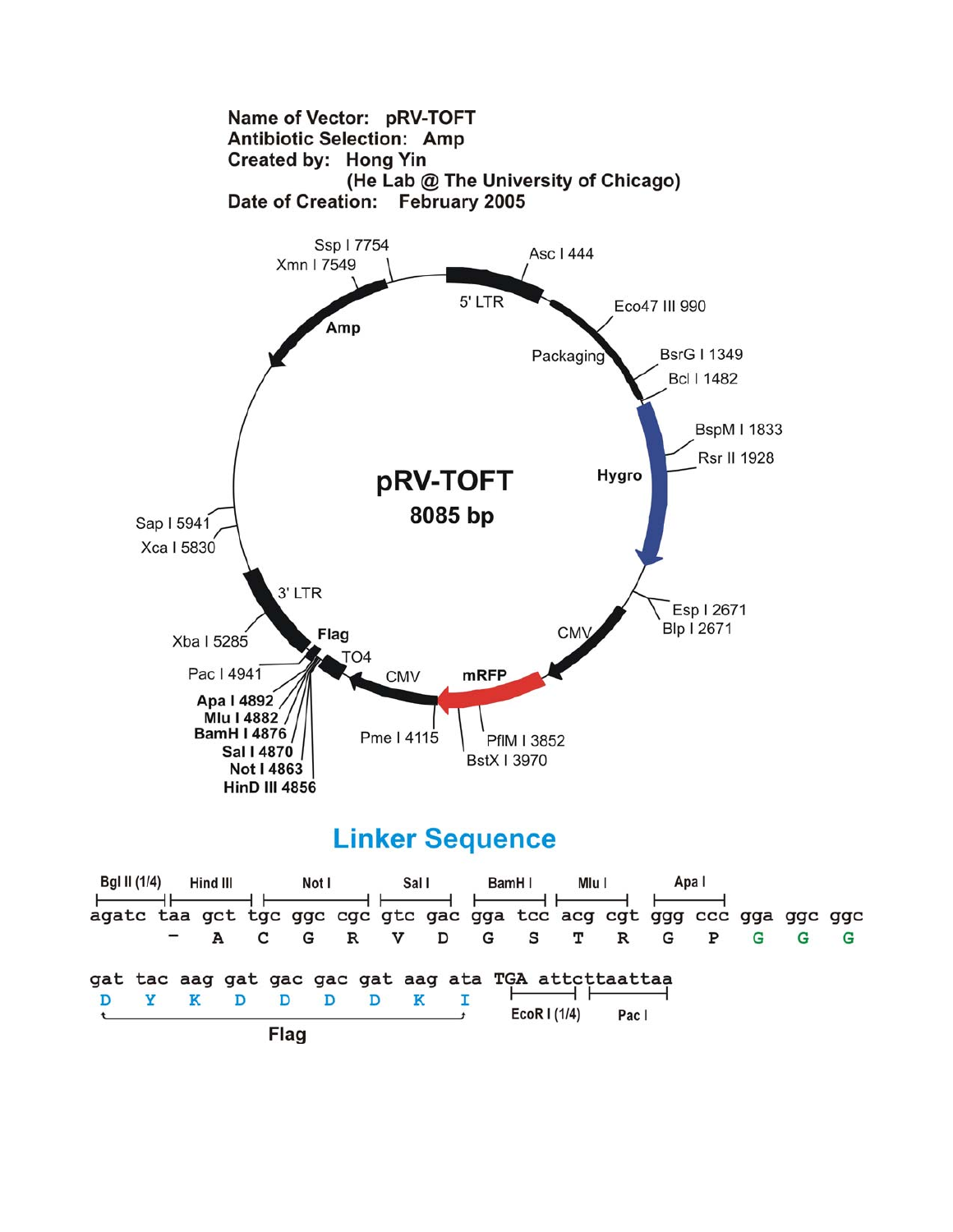**Name of Vector:** pRV-TOFT
**Antibiotic Selection:** Amp
**Created by:** Hong Yin
(He Lab @ The University of Chicago)
**Date of Creation:** February 2005

pRV-TOFT
8085 bp

Ssp I 7754
Xmn I 7549
Asc I 444
5' LTR
Eco47 III 990
Amp
Packaging
BsrG I 1349
Bcl I 1482
BspM I 1833
Rsr II 1928
Hygro
Sap I 5941
Xca I 5830
3' LTR
Esp I 2671
Blp I 2671
CMV
Xba I 5285
Flag
TO4
Pac I 4941
CMV
mRFP
**Apa I 4892**
**Mlu I 4882**
**BamH I 4876**
**Sal I 4870**
**Not I 4863**
**HinD III 4856**
Pme I 4115
PflM I 3852
BstX I 3970

## Linker Sequence

```
Bgl II (1/4)  Hind III    Not I       Sal I      BamH I   Mlu I     Apa I
agatc taa gct tgc ggc cgc gtc gac gga tcc acg cgt ggg ccc gga ggc ggc
       -   A   C   G   R   V   D   G   S   T   R   G   P   G   G   G

gat tac aag gat gac gac gat aag ata TGA attcttaattaa
 D   Y   K   D   D   D   D   K   I      EcoR I (1/4)  Pac I
             Flag
```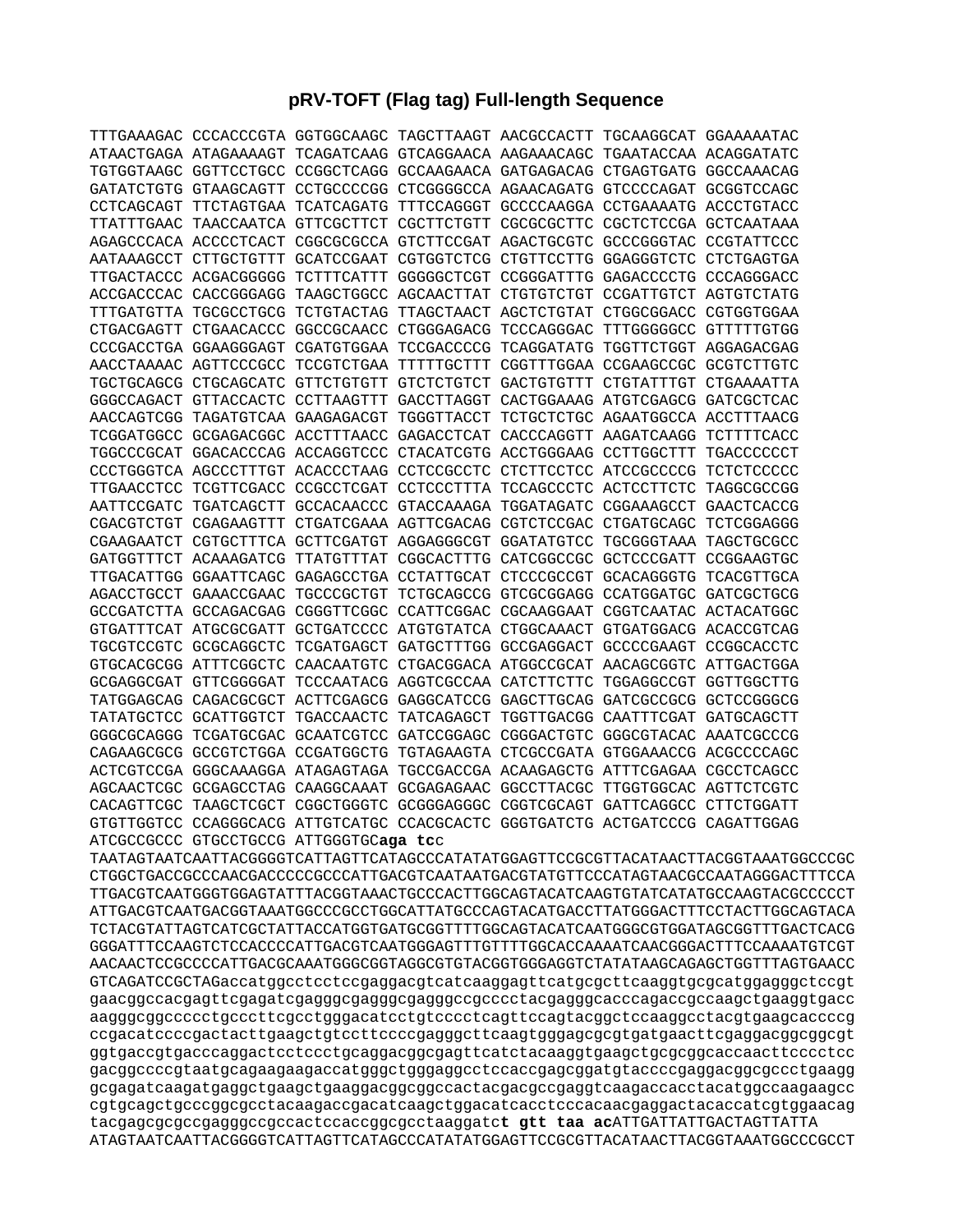# pRV-TOFT (Flag tag) Full-length Sequence

```
TTTGAAAGAC CCCACCCGTA GGTGGCAAGC TAGCTTAAGT AACGCCACTT TGCAAGGCAT GGAAAAATAC
ATAACTGAGA ATAGAAAAGT TCAGATCAAG GTCAGGAACA AAGAAACAGC TGAATACCAA ACAGGATATC
TGTGGTAAGC GGTTCCTGCC CCGGCTCAGG GCCAAGAACA GATGAGACAG CTGAGTGATG GGCCAAACAG
GATATCTGTG GTAAGCAGTT CCTGCCCCGG CTCGGGGCCA AGAACAGATG GTCCCCAGAT GCGGTCCAGC
CCTCAGCAGT TTCTAGTGAA TCATCAGATG TTTCCAGGGT GCCCCAAGGA CCTGAAAATG ACCCTGTACC
TTATTTGAAC TAACCAATCA GTTCGCTTCT CGCTTCTGTT CGCGCGCTTC CGCTCTCCGA GCTCAATAAA
AGAGCCCACA ACCCCTCACT CGGCGCGCCA GTCTTCCGAT AGACTGCGTC GCCCGGGTAC CCGTATTCCC
AATAAAGCCT CTTGCTGTTT GCATCCGAAT CGTGGTCTCG CTGTTCCTTG GGAGGGTCTC CTCTGAGTGA
TTGACTACCC ACGACGGGGG TCTTTCATTT GGGGGCTCGT CCGGGATTTG GAGACCCCTG CCCAGGGACC
ACCGACCCAC CACCGGGAGG TAAGCTGGCC AGCAACTTAT CTGTGTCTGT CCGATTGTCT AGTGTCTATG
TTTGATGTTA TGCGCCTGCG TCTGTACTAG TTAGCTAACT AGCTCTGTAT CTGGCGGACC CGTGGTGGAA
CTGACGAGTT CTGAACACCC GGCCGCAACC CTGGGAGACG TCCCAGGGAC TTTGGGGGCC GTTTTTGTGG
CCCGACCTGA GGAAGGGAGT CGATGTGGAA TCCGACCCCG TCAGGATATG TGGTTCTGGT AGGAGACGAG
AACCTAAAAC AGTTCCCGCC TCCGTCTGAA TTTTTGCTTT CGGTTTGGAA CCGAAGCCGC GCGTCTTGTC
TGCTGCAGCG CTGCAGCATC GTTCTGTGTT GTCTCTGTCT GACTGTGTTT CTGTATTTGT CTGAAAATTA
GGGCCAGACT GTTACCACTC CCTTAAGTTT GACCTTAGGT CACTGGAAAG ATGTCGAGCG GATCGCTCAC
AACCAGTCGG TAGATGTCAA GAAGAGACGT TGGGTTACCT TCTGCTCTGC AGAATGGCCA ACCTTTAACG
TCGGATGGCC GCGAGACGGC ACCTTTAACC GAGACCTCAT CACCCAGGTT AAGATCAAGG TCTTTTCACC
TGGCCCGCAT GGACACCCAG ACCAGGTCCC CTACATCGTG ACCTGGGAAG CCTTGGCTTT TGACCCCCCT
CCCTGGGTCA AGCCCTTTGT ACACCCTAAG CCTCCGCCTC CTCTTCCTCC ATCCGCCCCG TCTCTCCCCC
TTGAACCTCC TCGTTCGACC CCGCCTCGAT CCTCCCTTTA TCCAGCCCTC ACTCCTTCTC TAGGCGCCGG
AATTCCGATC TGATCAGCTT GCCACAACCC GTACCAAAGA TGGATAGATC CGGAAAGCCT GAACTCACCG
CGACGTCTGT CGAGAAGTTT CTGATCGAAA AGTTCGACAG CGTCTCCGAC CTGATGCAGC TCTCGGAGGG
CGAAGAATCT CGTGCTTTCA GCTTCGATGT AGGAGGGCGT GGATATGTCC TGCGGGTAAA TAGCTGCGCC
GATGGTTTCT ACAAAGATCG TTATGTTTAT CGGCACTTTG CATCGGCCGC GCTCCCGATT CCGGAAGTGC
TTGACATTGG GGAATTCAGC GAGAGCCTGA CCTATTGCAT CTCCCGCCGT GCACAGGGTG TCACGTTGCA
AGACCTGCCT GAAACCGAAC TGCCCGCTGT TCTGCAGCCG GTCGCGGAGG CCATGGATGC GATCGCTGCG
GCCGATCTTA GCCAGACGAG CGGGTTCGGC CCATTCGGAC CGCAAGGAAT CGGTCAATAC ACTACATGGC
GTGATTTCAT ATGCGCGATT GCTGATCCCC ATGTGTATCA CTGGCAAACT GTGATGGACG ACACCGTCAG
TGCGTCCGTC GCGCAGGCTC TCGATGAGCT GATGCTTTGG GCCGAGGACT GCCCCGAAGT CCGGCACCTC
GTGCACGCGG ATTTCGGCTC CAACAATGTC CTGACGGACA ATGGCCGCAT AACAGCGGTC ATTGACTGGA
GCGAGGCGAT GTTCGGGGAT TCCCAATACG AGGTCGCCAA CATCTTCTTC TGGAGGCCGT GGTTGGCTTG
TATGGAGCAG CAGACGCGCT ACTTCGAGCG GAGGCATCCG GAGCTTGCAG GATCGCCGCG GCTCCGGGCG
TATATGCTCC GCATTGGTCT TGACCAACTC TATCAGAGCT TGGTTGACGG CAATTTCGAT GATGCAGCTT
GGGCGCAGGG TCGATGCGAC GCAATCGTCC GATCCGGAGC CGGGACTGTC GGGCGTACAC AAATCGCCCG
CAGAAGCGCG GCCGTCTGGA CCGATGGCTG TGTAGAAGTA CTCGCCGATA GTGGAAACCG ACGCCCCAGC
ACTCGTCCGA GGGCAAAGGA ATAGAGTAGA TGCCGACCGA ACAAGAGCTG ATTTCGAGAA CGCCTCAGCC
AGCAACTCGC GCGAGCCTAG CAAGGCAAAT GCGAGAGAAC GGCCTTACGC TTGGTGGCAC AGTTCTCGTC
CACAGTTCGC TAAGCTCGCT CGGCTGGGTC GCGGGAGGGC CGGTCGCAGT GATTCAGGCC CTTCTGGATT
GTGTTGGTCC CCAGGGCACG ATTGTCATGC CCACGCACTC GGGTGATCTG ACTGATCCCG CAGATTGGAG
ATCGCCGCCC GTGCCTGCCG ATTGGGTGCaga tcc
TAATAGTAATCAATTACGGGGTCATTAGTTCATAGCCCATATATGGAGTTCCGCGTTACATAACTTACGGTAAATGGCCCGC
CTGGCTGACCGCCCAACGACCCCCGCCCATTGACGTCAATAATGACGTATGTTCCCATAGTAACGCCAATAGGGACTTTCCA
TTGACGTCAATGGGTGGAGTATTTACGGTAAACTGCCCACTTGGCAGTACATCAAGTGTATCATATGCCAAGTACGCCCCCT
ATTGACGTCAATGACGGTAAATGGCCCGCCTGGCATTATGCCCAGTACATGACCTTATGGGACTTTCCTACTTGGCAGTACA
TCTACGTATTAGTCATCGCTATTACCATGGTGATGCGGTTTTGGCAGTACATCAATGGGCGTGGATAGCGGTTTGACTCACG
GGGATTTCCAAGTCTCCACCCCATTGACGTCAATGGGAGTTTGTTTTGGCACCAAAATCAACGGGACTTTCCAAAATGTCGT
AACAACTCCGCCCCATTGACGCAAATGGGCGGTAGGCGTGTACGGTGGGAGGTCTATATAAGCAGAGCTGGTTTAGTGAACC
GTCAGATCCGCTAGaccatggcctcctccgaggacgtcatcaaggagttcatgcgcttcaaggtgcgcatggagggctccgt
gaacggccacgagttcgagatcgagggcgagggcgagggccgcccctacgagggcacccagaccgccaagctgaaggtgacc
aagggcggccccctgcccttcgcctgggacatcctgtcccctcagttccagtacggctccaaggcctacgtgaagcaccccg
ccgacatccccgactacttgaagctgtccttccccgagggcttcaagtgggagcgcgtgatgaacttcgaggacggcggcgt
ggtgaccgtgacccaggactcctccctgcaggacggcgagttcatctacaaggtgaagctgcgcggcaccaacttcccctcc
gacggccccgtaatgcagaagaagaccatgggctgggaggcctccaccgagcggatgtaccccgaggacggcgccctgaagg
gcgagatcaagatgaggctgaagctgaaggacggcggccactacgacgccgaggtcaagaccacctacatggccaagaagcc
cgtgcagctgcccggcgcctacaagaccgacatcaagctggacatcacctcccacaacgaggactacaccatcgtggaacag
tacgagcgcgccgagggccgccactccaccggcgcctaaggatct gtt taa acATTGATTATTGACTAGTTATTA
ATAGTAATCAATTACGGGGTCATTAGTTCATAGCCCATATATGGAGTTCCGCGTTACATAACTTACGGTAAATGGCCCGCCT
```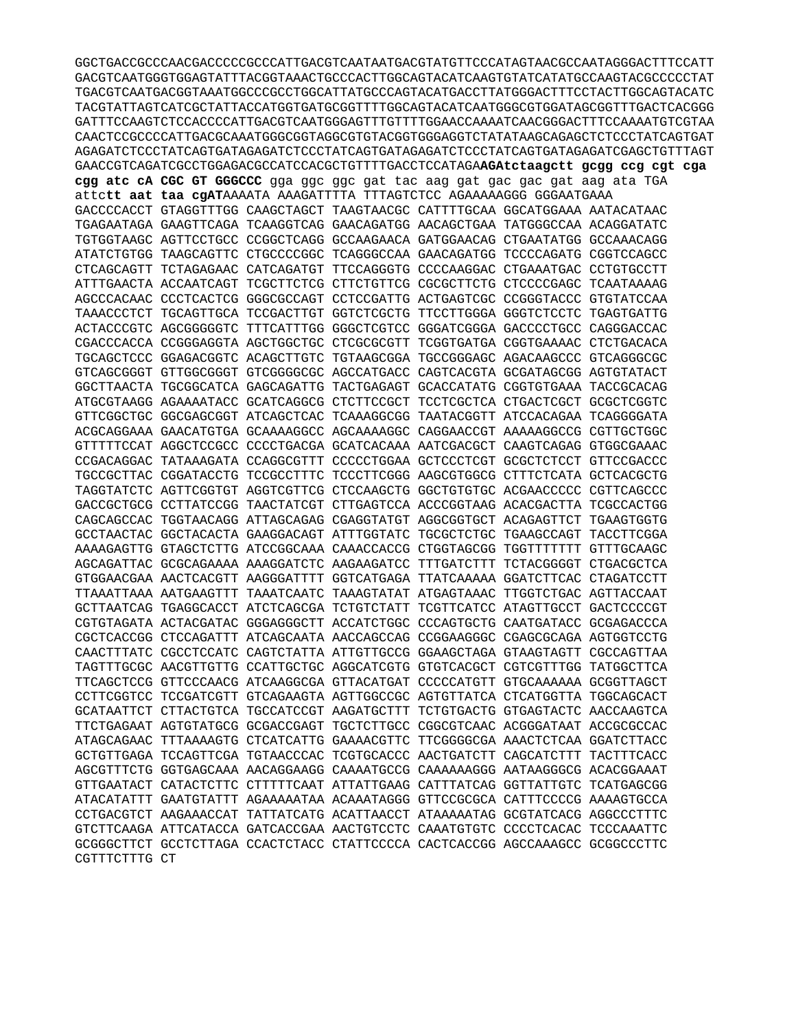GGCTGACCGCCCAACGACCCCCGCCCATTGACGTCAATAATGACGTATGTTCCCATAGTAACGCCAATAGGGACTTTCCATT
GACGTCAATGGGTGGAGTATTTACGGTAAACTGCCCACTTGGCAGTACATCAAGTGTATCATATGCCAAGTACGCCCCCTAT
TGACGTCAATGACGGTAAATGGCCCGCCTGGCATTATGCCCAGTACATGACCTTATGGGACTTTCCTACTTGGCAGTACATC
TACGTATTAGTCATCGCTATTACCATGGTGATGCGGTTTTGGCAGTACATCAATGGGCGTGGATAGCGGTTTGACTCACGGG
GATTTCCAAGTCTCCACCCCATTGACGTCAATGGGAGTTTGTTTTGGAACCAAAATCAACGGGACTTTCCAAAATGTCGTAA
CAACTCCGCCCCATTGACGCAAATGGGCGGTAGGCGTGTACGGTGGGAGGTCTATATAAGCAGAGCTCTCCCTATCAGTGAT
AGAGATCTCCCTATCAGTGATAGAGATCTCCCTATCAGTGATAGAGATCTCCCTATCAGTGATAGAGATCGAGCTGTTTAGT
GAACCGTCAGATCGCCTGGAGACGCCATCCACGCTGTTTTGACCTCCATAGA**AGAtctaagctt gcgg ccg cgt cga**
**cgg atc cA CGC GT GGGCCC** gga ggc ggc gat tac aag gat gac gac gat aag ata TGA
attc**tt aat taa cgAT**AAAATA AAAGATTTTA TTTAGTCTCC AGAAAAAGGG GGGAATGAAA
GACCCCACCT GTAGGTTTGG CAAGCTAGCT TAAGTAACGC CATTTTGCAA GGCATGGAAA AATACATAAC
TGAGAATAGA GAAGTTCAGA TCAAGGTCAG GAACAGATGG AACAGCTGAA TATGGGCCAA ACAGGATATC
TGTGGTAAGC AGTTCCTGCC CCGGCTCAGG GCCAAGAACA GATGGAACAG CTGAATATGG GCCAAACAGG
ATATCTGTGG TAAGCAGTTC CTGCCCCGGC TCAGGGCCAA GAACAGATGG TCCCCAGATG CGGTCCAGCC
CTCAGCAGTT TCTAGAGAAC CATCAGATGT TTCCAGGGTG CCCCAAGGAC CTGAAATGAC CCTGTGCCTT
ATTTGAACTA ACCAATCAGT TCGCTTCTCG CTTCTGTTCG CGCGCTTCTG CTCCCCGAGC TCAATAAAAG
AGCCCACAAC CCCTCACTCG GGGCGCCAGT CCTCCGATTG ACTGAGTCGC CCGGGTACCC GTGTATCCAA
TAAACCCTCT TGCAGTTGCA TCCGACTTGT GGTCTCGCTG TTCCTTGGGA GGGTCTCCTC TGAGTGATTG
ACTACCCGTC AGCGGGGGTC TTTCATTTGG GGGCTCGTCC GGGATCGGGA GACCCCTGCC CAGGGACCAC
CGACCCACCA CCGGGAGGTA AGCTGGCTGC CTCGCGCGTT TCGGTGATGA CGGTGAAAAC CTCTGACACA
TGCAGCTCCC GGAGACGGTC ACAGCTTGTC TGTAAGCGGA TGCCGGGAGC AGACAAGCCC GTCAGGGCGC
GTCAGCGGGT GTTGGCGGGT GTCGGGGCGC AGCCATGACC CAGTCACGTA GCGATAGCGG AGTGTATACT
GGCTTAACTA TGCGGCATCA GAGCAGATTG TACTGAGAGT GCACCATATG CGGTGTGAAA TACCGCACAG
ATGCGTAAGG AGAAAATACC GCATCAGGCG CTCTTCCGCT TCCTCGCTCA CTGACTCGCT GCGCTCGGTC
GTTCGGCTGC GGCGAGCGGT ATCAGCTCAC TCAAAGGCGG TAATACGGTT ATCCACAGAA TCAGGGGATA
ACGCAGGAAA GAACATGTGA GCAAAAGGCC AGCAAAAGGC CAGGAACCGT AAAAAGGCCG CGTTGCTGGC
GTTTTTCCAT AGGCTCCGCC CCCCTGACGA GCATCACAAA AATCGACGCT CAAGTCAGAG GTGGCGAAAC
CCGACAGGAC TATAAAGATA CCAGGCGTTT CCCCCTGGAA GCTCCCTCGT GCGCTCTCCT GTTCCGACCC
TGCCGCTTAC CGGATACCTG TCCGCCTTTC TCCCTTCGGG AAGCGTGGCG CTTTCTCATA GCTCACGCTG
TAGGTATCTC AGTTCGGTGT AGGTCGTTCG CTCCAAGCTG GGCTGTGTGC ACGAACCCCC CGTTCAGCCC
GACCGCTGCG CCTTATCCGG TAACTATCGT CTTGAGTCCA ACCCGGTAAG ACACGACTTA TCGCCACTGG
CAGCAGCCAC TGGTAACAGG ATTAGCAGAG CGAGGTATGT AGGCGGTGCT ACAGAGTTCT TGAAGTGGTG
GCCTAACTAC GGCTACACTA GAAGGACAGT ATTTGGTATC TGCGCTCTGC TGAAGCCAGT TACCTTCGGA
AAAAGAGTTG GTAGCTCTTG ATCCGGCAAA CAAACCACCG CTGGTAGCGG TGGTTTTTTT GTTTGCAAGC
AGCAGATTAC GCGCAGAAAA AAAGGATCTC AAGAAGATCC TTTGATCTTT TCTACGGGGT CTGACGCTCA
GTGGAACGAA AACTCACGTT AAGGGATTTT GGTCATGAGA TTATCAAAAA GGATCTTCAC CTAGATCCTT
TTAAATTAAA AATGAAGTTT TAAATCAATC TAAAGTATAT ATGAGTAAAC TTGGTCTGAC AGTTACCAAT
GCTTAATCAG TGAGGCACCT ATCTCAGCGA TCTGTCTATT TCGTTCATCC ATAGTTGCCT GACTCCCCGT
CGTGTAGATA ACTACGATAC GGGAGGGCTT ACCATCTGGC CCCAGTGCTG CAATGATACC GCGAGACCCA
CGCTCACCGG CTCCAGATTT ATCAGCAATA AACCAGCCAG CCGGAAGGGC CGAGCGCAGA AGTGGTCCTG
CAACTTTATC CGCCTCCATC CAGTCTATTA ATTGTTGCCG GGAAGCTAGA GTAAGTAGTT CGCCAGTTAA
TAGTTTGCGC AACGTTGTTG CCATTGCTGC AGGCATCGTG GTGTCACGCT CGTCGTTTGG TATGGCTTCA
TTCAGCTCCG GTTCCCAACG ATCAAGGCGA GTTACATGAT CCCCCATGTT GTGCAAAAAA GCGGTTAGCT
CCTTCGGTCC TCCGATCGTT GTCAGAAGTA AGTTGGCCGC AGTGTTATCA CTCATGGTTA TGGCAGCACT
GCATAATTCT CTTACTGTCA TGCCATCCGT AAGATGCTTT TCTGTGACTG GTGAGTACTC AACCAAGTCA
TTCTGAGAAT AGTGTATGCG GCGACCGAGT TGCTCTTGCC CGGCGTCAAC ACGGGATAAT ACCGCGCCAC
ATAGCAGAAC TTTAAAAGTG CTCATCATTG GAAAACGTTC TTCGGGGCGA AAACTCTCAA GGATCTTACC
GCTGTTGAGA TCCAGTTCGA TGTAACCCAC TCGTGCACCC AACTGATCTT CAGCATCTTT TACTTTCACC
AGCGTTTCTG GGTGAGCAAA AACAGGAAGG CAAAATGCCG CAAAAAAGGG AATAAGGGCG ACACGGAAAT
GTTGAATACT CATACTCTTC CTTTTTCAAT ATTATTGAAG CATTTATCAG GGTTATTGTC TCATGAGCGG
ATACATATTT GAATGTATTT AGAAAAATAA ACAAATAGGG GTTCCGCGCA CATTTCCCCG AAAAGTGCCA
CCTGACGTCT AAGAAACCAT TATTATCATG ACATTAACCT ATAAAAATAG GCGTATCACG AGGCCCTTTC
GTCTTCAAGA ATTCATACCA GATCACCGAA AACTGTCCTC CAAATGTGTC CCCCTCACAC TCCCAAATTC
GCGGGCTTCT GCCTCTTAGA CCACTCTACC CTATTCCCCA CACTCACCGG AGCCAAAGCC GCGGCCCTTC
CGTTTCTTTG CT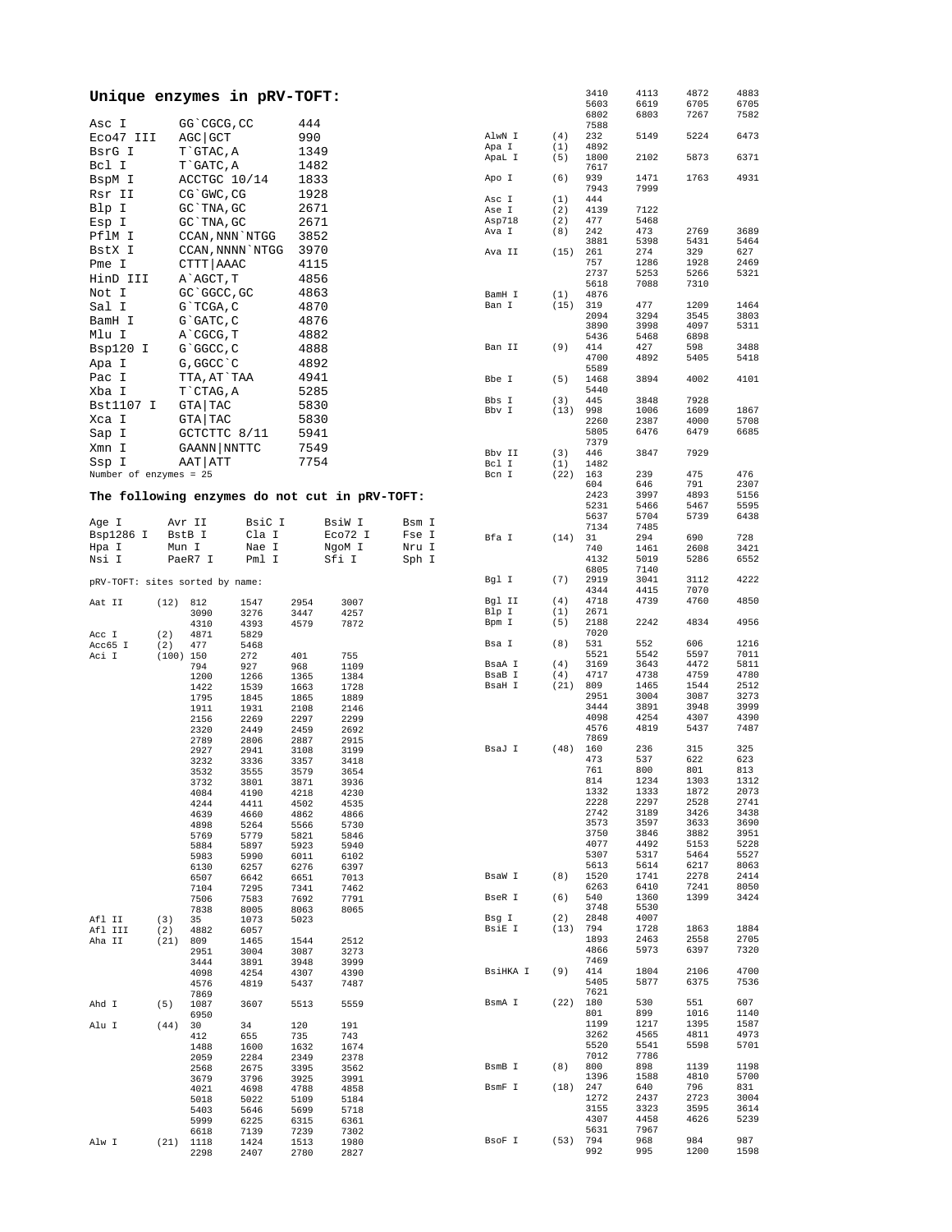## Unique enzymes in pRV-TOFT:

| | | |
|---|---|---|
| Asc I | GG`CGCG,CC | 444 |
| Eco47 III | AGC\|GCT | 990 |
| BsrG I | T`GTAC,A | 1349 |
| Bcl I | T`GATC,A | 1482 |
| BspM I | ACCTGC 10/14 | 1833 |
| Rsr II | CG`GWC,CG | 1928 |
| Blp I | GC`TNA,GC | 2671 |
| Esp I | GC`TNA,GC | 2671 |
| PflM I | CCAN,NNN`NTGG | 3852 |
| BstX I | CCAN,NNNN`NTGG | 3970 |
| Pme I | CTTT\|AAAC | 4115 |
| HinD III | A`AGCT,T | 4856 |
| Not I | GC`GGCC,GC | 4863 |
| Sal I | G`TCGA,C | 4870 |
| BamH I | G`GATC,C | 4876 |
| Mlu I | A`CGCG,T | 4882 |
| Bsp120 I | G`GGCC,C | 4888 |
| Apa I | G,GGCC`C | 4892 |
| Pac I | TTA,AT`TAA | 4941 |
| Xba I | T`CTAG,A | 5285 |
| Bst1107 I | GTA\|TAC | 5830 |
| Xca I | GTA\|TAC | 5830 |
| Sap I | GCTCTTC 8/11 | 5941 |
| Xmn I | GAANN\|NNTTC | 7549 |
| Ssp I | AAT\|ATT | 7754 |

Number of enzymes = 25

## The following enzymes do not cut in pRV-TOFT:

| | | | | |
|---|---|---|---|---|
| Age I | Avr II | BsiC I | BsiW I | Bsm I |
| Bsp1286 I | BstB I | Cla I | Eco72 I | Fse I |
| Hpa I | Mun I | Nae I | NgoM I | Nru I |
| Nsi I | PaeR7 I | Pml I | Sfi I | Sph I |

pRV-TOFT: sites sorted by name:

```
Aat II      (12)  812     1547    2954    3007
                  3090    3276    3447    4257
                  4310    4393    4579    7872
Acc I       (2)   4871    5829
Acc65 I     (2)   477     5468
Aci I       (100) 150     272     401     755
                  794     927     968     1109
                  1200    1266    1365    1384
                  1422    1539    1663    1728
                  1795    1845    1865    1889
                  1911    1931    2108    2146
                  2156    2269    2297    2299
                  2320    2449    2459    2692
                  2789    2806    2887    2915
                  2927    2941    3108    3199
                  3232    3336    3357    3418
                  3532    3555    3579    3654
                  3732    3801    3871    3936
                  4084    4190    4218    4230
                  4244    4411    4502    4535
                  4639    4660    4862    4866
                  4898    5264    5566    5730
                  5769    5779    5821    5846
                  5884    5897    5923    5940
                  5983    5990    6011    6102
                  6130    6257    6276    6397
                  6507    6642    6651    7013
                  7104    7295    7341    7462
                  7506    7583    7692    7791
                  7838    8005    8063    8065
Afl II      (3)   35      1073    5023
Afl III     (2)   4882    6057
Aha II      (21)  809     1465    1544    2512
                  2951    3004    3087    3273
                  3444    3891    3948    3999
                  4098    4254    4307    4390
                  4576    4819    5437    7487
                  7869
Ahd I       (5)   1087    3607    5513    5559
                  6950
Alu I       (44)  30      34      120     191
                  412     655     735     743
                  1488    1600    1632    1674
                  2059    2284    2349    2378
                  2568    2675    3395    3562
                  3679    3796    3925    3991
                  4021    4698    4788    4858
                  5018    5022    5109    5184
                  5403    5646    5699    5718
                  5999    6225    6315    6361
                  6618    7139    7239    7302
Alw I       (21)  1118    1424    1513    1980
                  2298    2407    2780    2827
                  3410    4113    4872    4883
                  5603    6619    6705    6705
                  6802    6803    7267    7582
                  7588
AlwN I      (4)   232     5149    5224    6473
Apa I       (1)   4892
ApaL I      (5)   1800    2102    5873    6371
                  7617
Apo I       (6)   939     1471    1763    4931
                  7943    7999
Asc I       (1)   444
Ase I       (2)   4139    7122
Asp718      (2)   477     5468
Ava I       (8)   242     473     2769    3689
                  3881    5398    5431    5464
Ava II      (15)  261     274     329     627
                  757     1286    1928    2469
                  2737    5253    5266    5321
                  5618    7088    7310
BamH I      (1)   4876
Ban I       (15)  319     477     1209    1464
                  2094    3294    3545    3803
                  3890    3998    4097    5311
                  5436    5468    6898
Ban II      (9)   414     427     598     3488
                  4700    4892    5405    5418
                  5589
Bbe I       (5)   1468    3894    4002    4101
                  5440
Bbs I       (3)   445     3848    7928
Bbv I       (13)  998     1006    1609    1867
                  2260    2387    4000    5708
                  5805    6476    6479    6685
                  7379
Bbv II      (3)   446     3847    7929
Bcl I       (1)   1482
Bcn I       (22)  163     239     475     476
                  604     646     791     2307
                  2423    3997    4893    5156
                  5231    5466    5467    5595
                  5637    5704    5739    6438
                  7134    7485
Bfa I       (14)  31      294     690     728
                  740     1461    2608    3421
                  4132    5019    5286    6552
                  6805    7140
Bgl I       (7)   2919    3041    3112    4222
                  4344    4415    7070
Bgl II      (4)   4718    4739    4760    4850
Blp I       (1)   2671
Bpm I       (5)   2188    2242    4834    4956
                  7020
Bsa I       (8)   531     552     606     1216
                  5521    5542    5597    7011
BsaA I      (4)   3169    3643    4472    5811
BsaB I      (4)   4717    4738    4759    4780
BsaH I      (21)  809     1465    1544    2512
                  2951    3004    3087    3273
                  3444    3891    3948    3999
                  4098    4254    4307    4390
                  4576    4819    5437    7487
                  7869
BsaJ I      (48)  160     236     315     325
                  473     537     622     623
                  761     800     801     813
                  814     1234    1303    1312
                  1332    1333    1872    2073
                  2228    2297    2528    2741
                  2742    3189    3426    3438
                  3573    3597    3633    3690
                  3750    3846    3882    3951
                  4077    4492    5153    5228
                  5307    5317    5464    5527
                  5613    5614    6217    8063
BsaW I      (8)   1520    1741    2278    2414
                  6263    6410    7241    8050
BseR I      (6)   540     1360    1399    3424
                  3748    5530
Bsg I       (2)   2848    4007
BsiE I      (13)  794     1728    1863    1884
                  1893    2463    2558    2705
                  4866    5973    6397    7320
                  7469
BsiHKA I    (9)   414     1804    2106    4700
                  5405    5877    6375    7536
                  7621
BsmA I      (22)  180     530     551     607
                  801     899     1016    1140
                  1199    1217    1395    1587
                  3262    4565    4811    4973
                  5520    5541    5598    5701
                  7012    7786
BsmB I      (8)   800     898     1139    1198
                  1396    1588    4810    5700
BsmF I      (18)  247     640     796     831
                  1272    2437    2723    3004
                  3155    3323    3595    3614
                  4307    4458    4626    5239
                  5631    7967
BsoF I      (53)  794     968     984     987
                  992     995     1200    1598
```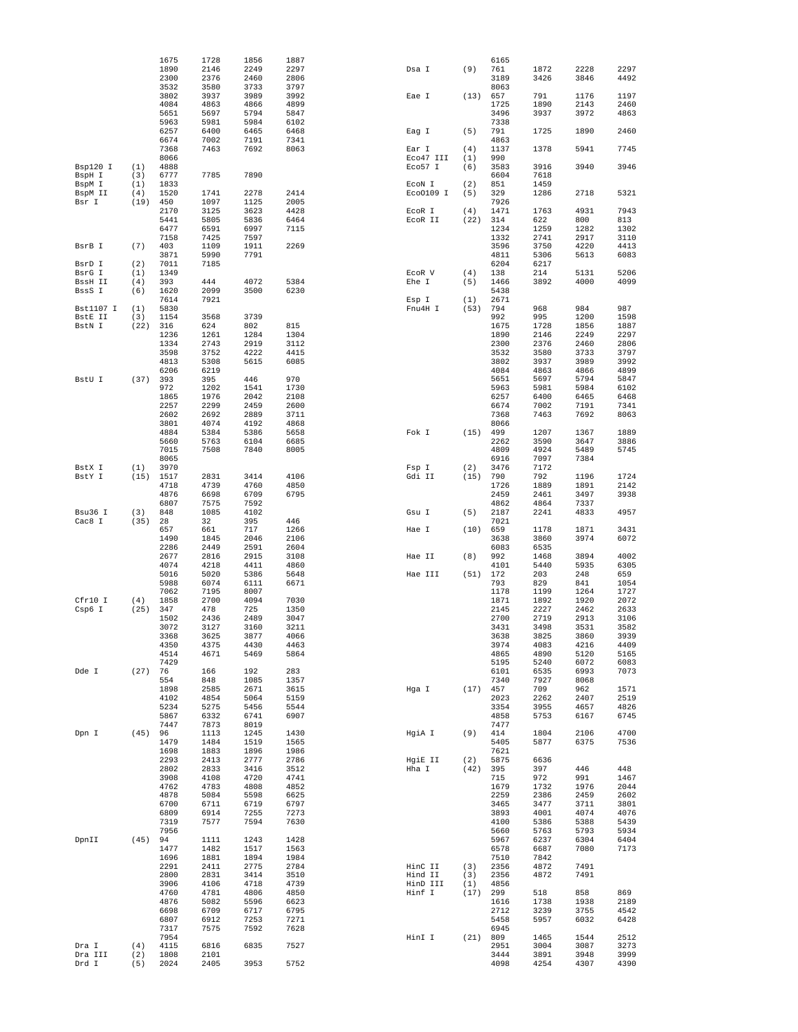| Enzyme | Count | Positions | | | |
|---|---|---|---|---|---|
| | | 1675 | 1728 | 1856 | 1887 |
| | | 1890 | 2146 | 2249 | 2297 |
| | | 2300 | 2376 | 2460 | 2806 |
| | | 3532 | 3580 | 3733 | 3797 |
| | | 3802 | 3937 | 3989 | 3992 |
| | | 4084 | 4863 | 4866 | 4899 |
| | | 5651 | 5697 | 5794 | 5847 |
| | | 5963 | 5981 | 5984 | 6102 |
| | | 6257 | 6400 | 6465 | 6468 |
| | | 6674 | 7002 | 7191 | 7341 |
| | | 7368 | 7463 | 7692 | 8063 |
| | | 8066 | | | |
| Bsp120 I | (1) | 4888 | | | |
| BspH I | (3) | 6777 | 7785 | 7890 | |
| BspM I | (1) | 1833 | | | |
| BspM II | (4) | 1520 | 1741 | 2278 | 2414 |
| Bsr I | (19) | 450 | 1097 | 1125 | 2005 |
| | | 2170 | 3125 | 3623 | 4428 |
| | | 5441 | 5805 | 5836 | 6464 |
| | | 6477 | 6591 | 6997 | 7115 |
| | | 7158 | 7425 | 7597 | |
| BsrB I | (7) | 403 | 1109 | 1911 | 2269 |
| | | 3871 | 5990 | 7791 | |
| BsrD I | (2) | 7011 | 7185 | | |
| BsrG I | (1) | 1349 | | | |
| BssH II | (4) | 393 | 444 | 4072 | 5384 |
| BssS I | (6) | 1620 | 2099 | 3500 | 6230 |
| | | 7614 | 7921 | | |
| Bst1107 I | (1) | 5830 | | | |
| BstE II | (3) | 1154 | 3568 | 3739 | |
| BstN I | (22) | 316 | 624 | 802 | 815 |
| | | 1236 | 1261 | 1284 | 1304 |
| | | 1334 | 2743 | 2919 | 3112 |
| | | 3598 | 3752 | 4222 | 4415 |
| | | 4813 | 5308 | 5615 | 6085 |
| | | 6206 | 6219 | | |
| BstU I | (37) | 393 | 395 | 446 | 970 |
| | | 972 | 1202 | 1541 | 1730 |
| | | 1865 | 1976 | 2042 | 2108 |
| | | 2257 | 2299 | 2459 | 2600 |
| | | 2602 | 2692 | 2889 | 3711 |
| | | 3801 | 4074 | 4192 | 4868 |
| | | 4884 | 5384 | 5386 | 5658 |
| | | 5660 | 5763 | 6104 | 6685 |
| | | 7015 | 7508 | 7840 | 8005 |
| | | 8065 | | | |
| BstX I | (1) | 3970 | | | |
| BstY I | (15) | 1517 | 2831 | 3414 | 4106 |
| | | 4718 | 4739 | 4760 | 4850 |
| | | 4876 | 6698 | 6709 | 6795 |
| | | 6807 | 7575 | 7592 | |
| Bsu36 I | (3) | 848 | 1085 | 4102 | |
| Cac8 I | (35) | 28 | 32 | 395 | 446 |
| | | 657 | 661 | 717 | 1266 |
| | | 1490 | 1845 | 2046 | 2106 |
| | | 2286 | 2449 | 2591 | 2604 |
| | | 2677 | 2816 | 2915 | 3108 |
| | | 4074 | 4218 | 4411 | 4860 |
| | | 5016 | 5020 | 5386 | 5648 |
| | | 5988 | 6074 | 6111 | 6671 |
| | | 7062 | 7195 | 8007 | |
| Cfr10 I | (4) | 1858 | 2700 | 4094 | 7030 |
| Csp6 I | (25) | 347 | 478 | 725 | 1350 |
| | | 1502 | 2436 | 2489 | 3047 |
| | | 3072 | 3127 | 3160 | 3211 |
| | | 3368 | 3625 | 3877 | 4066 |
| | | 4350 | 4375 | 4430 | 4463 |
| | | 4514 | 4671 | 5469 | 5864 |
| | | 7429 | | | |
| Dde I | (27) | 76 | 166 | 192 | 283 |
| | | 554 | 848 | 1085 | 1357 |
| | | 1898 | 2585 | 2671 | 3615 |
| | | 4102 | 4854 | 5064 | 5159 |
| | | 5234 | 5275 | 5456 | 5544 |
| | | 5867 | 6332 | 6741 | 6907 |
| | | 7447 | 7873 | 8019 | |
| Dpn I | (45) | 96 | 1113 | 1245 | 1430 |
| | | 1479 | 1484 | 1519 | 1565 |
| | | 1698 | 1883 | 1896 | 1986 |
| | | 2293 | 2413 | 2777 | 2786 |
| | | 2802 | 2833 | 3416 | 3512 |
| | | 3908 | 4108 | 4720 | 4741 |
| | | 4762 | 4783 | 4808 | 4852 |
| | | 4878 | 5084 | 5598 | 6625 |
| | | 6700 | 6711 | 6719 | 6797 |
| | | 6809 | 6914 | 7255 | 7273 |
| | | 7319 | 7577 | 7594 | 7630 |
| | | 7956 | | | |
| DpnII | (45) | 94 | 1111 | 1243 | 1428 |
| | | 1477 | 1482 | 1517 | 1563 |
| | | 1696 | 1881 | 1894 | 1984 |
| | | 2291 | 2411 | 2775 | 2784 |
| | | 2800 | 2831 | 3414 | 3510 |
| | | 3906 | 4106 | 4718 | 4739 |
| | | 4760 | 4781 | 4806 | 4850 |
| | | 4876 | 5082 | 5596 | 6623 |
| | | 6698 | 6709 | 6717 | 6795 |
| | | 6807 | 6912 | 7253 | 7271 |
| | | 7317 | 7575 | 7592 | 7628 |
| | | 7954 | | | |
| Dra I | (4) | 4115 | 6816 | 6835 | 7527 |
| Dra III | (2) | 1808 | 2101 | | |
| Drd I | (5) | 2024 | 2405 | 3953 | 5752 |
| | | 6165 | | | |
| Dsa I | (9) | 761 | 1872 | 2228 | 2297 |
| | | 3189 | 3426 | 3846 | 4492 |
| | | 8063 | | | |
| Eae I | (13) | 657 | 791 | 1176 | 1197 |
| | | 1725 | 1890 | 2143 | 2460 |
| | | 3496 | 3937 | 3972 | 4863 |
| | | 7338 | | | |
| Eag I | (5) | 791 | 1725 | 1890 | 2460 |
| | | 4863 | | | |
| Ear I | (4) | 1137 | 1378 | 5941 | 7745 |
| Eco47 III | (1) | 990 | | | |
| Eco57 I | (6) | 3583 | 3916 | 3940 | 3946 |
| | | 6604 | 7618 | | |
| EcoN I | (2) | 851 | 1459 | | |
| EcoO109 I | (5) | 329 | 1286 | 2718 | 5321 |
| | | 7926 | | | |
| EcoR I | (4) | 1471 | 1763 | 4931 | 7943 |
| EcoR II | (22) | 314 | 622 | 800 | 813 |
| | | 1234 | 1259 | 1282 | 1302 |
| | | 1332 | 2741 | 2917 | 3110 |
| | | 3596 | 3750 | 4220 | 4413 |
| | | 4811 | 5306 | 5613 | 6083 |
| | | 6204 | 6217 | | |
| EcoR V | (4) | 138 | 214 | 5131 | 5206 |
| Ehe I | (5) | 1466 | 3892 | 4000 | 4099 |
| | | 5438 | | | |
| Esp I | (1) | 2671 | | | |
| Fnu4H I | (53) | 794 | 968 | 984 | 987 |
| | | 992 | 995 | 1200 | 1598 |
| | | 1675 | 1728 | 1856 | 1887 |
| | | 1890 | 2146 | 2249 | 2297 |
| | | 2300 | 2376 | 2460 | 2806 |
| | | 3532 | 3580 | 3733 | 3797 |
| | | 3802 | 3937 | 3989 | 3992 |
| | | 4084 | 4863 | 4866 | 4899 |
| | | 5651 | 5697 | 5794 | 5847 |
| | | 5963 | 5981 | 5984 | 6102 |
| | | 6257 | 6400 | 6465 | 6468 |
| | | 6674 | 7002 | 7191 | 7341 |
| | | 7368 | 7463 | 7692 | 8063 |
| | | 8066 | | | |
| Fok I | (15) | 499 | 1207 | 1367 | 1889 |
| | | 2262 | 3590 | 3647 | 3886 |
| | | 4809 | 4924 | 5489 | 5745 |
| | | 6916 | 7097 | 7384 | |
| Fsp I | (2) | 3476 | 7172 | | |
| Gdi II | (15) | 790 | 792 | 1196 | 1724 |
| | | 1726 | 1889 | 1891 | 2142 |
| | | 2459 | 2461 | 3497 | 3938 |
| | | 4862 | 4864 | 7337 | |
| Gsu I | (5) | 2187 | 2241 | 4833 | 4957 |
| | | 7021 | | | |
| Hae I | (10) | 659 | 1178 | 1871 | 3431 |
| | | 3638 | 3860 | 3974 | 6072 |
| | | 6083 | 6535 | | |
| Hae II | (8) | 992 | 1468 | 3894 | 4002 |
| | | 4101 | 5440 | 5935 | 6305 |
| Hae III | (51) | 172 | 203 | 248 | 659 |
| | | 793 | 829 | 841 | 1054 |
| | | 1178 | 1199 | 1264 | 1727 |
| | | 1871 | 1892 | 1920 | 2072 |
| | | 2145 | 2227 | 2462 | 2633 |
| | | 2700 | 2719 | 2913 | 3106 |
| | | 3431 | 3498 | 3531 | 3582 |
| | | 3638 | 3825 | 3860 | 3939 |
| | | 3974 | 4083 | 4216 | 4409 |
| | | 4865 | 4890 | 5120 | 5165 |
| | | 5195 | 5240 | 6072 | 6083 |
| | | 6101 | 6535 | 6993 | 7073 |
| | | 7340 | 7927 | 8068 | |
| Hga I | (17) | 457 | 709 | 962 | 1571 |
| | | 2023 | 2262 | 2407 | 2519 |
| | | 3354 | 3955 | 4657 | 4826 |
| | | 4858 | 5753 | 6167 | 6745 |
| | | 7477 | | | |
| HgiA I | (9) | 414 | 1804 | 2106 | 4700 |
| | | 5405 | 5877 | 6375 | 7536 |
| | | 7621 | | | |
| HgiE II | (2) | 5875 | 6636 | | |
| Hha I | (42) | 395 | 397 | 446 | 448 |
| | | 715 | 972 | 991 | 1467 |
| | | 1679 | 1732 | 1976 | 2044 |
| | | 2259 | 2386 | 2459 | 2602 |
| | | 3465 | 3477 | 3711 | 3801 |
| | | 3893 | 4001 | 4074 | 4076 |
| | | 4100 | 5386 | 5388 | 5439 |
| | | 5660 | 5763 | 5793 | 5934 |
| | | 5967 | 6237 | 6304 | 6404 |
| | | 6578 | 6687 | 7080 | 7173 |
| | | 7510 | 7842 | | |
| HinC II | (3) | 2356 | 4872 | 7491 | |
| Hind II | (3) | 2356 | 4872 | 7491 | |
| HinD III | (1) | 4856 | | | |
| Hinf I | (17) | 299 | 518 | 858 | 869 |
| | | 1616 | 1738 | 1938 | 2189 |
| | | 2712 | 3239 | 3755 | 4542 |
| | | 5458 | 5957 | 6032 | 6428 |
| | | 6945 | | | |
| HinI I | (21) | 809 | 1465 | 1544 | 2512 |
| | | 2951 | 3004 | 3087 | 3273 |
| | | 3444 | 3891 | 3948 | 3999 |
| | | 4098 | 4254 | 4307 | 4390 |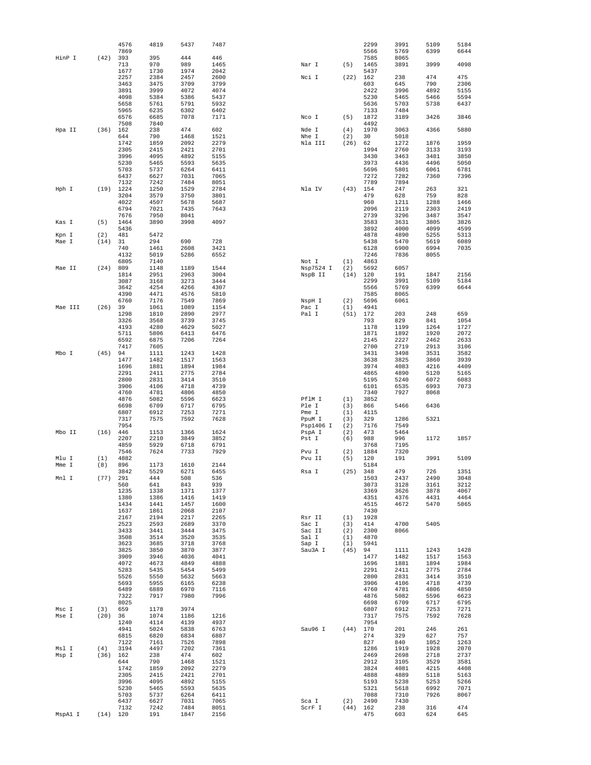| Enzyme | Count | Positions | | | |
|---|---|---|---|---|---|
| | | 4576 | 4819 | 5437 | 7487 |
| | | 7869 | | | |
| HinP I | (42) | 393 | 395 | 444 | 446 |
| | | 713 | 970 | 989 | 1465 |
| | | 1677 | 1730 | 1974 | 2042 |
| | | 2257 | 2384 | 2457 | 2600 |
| | | 3463 | 3475 | 3709 | 3799 |
| | | 3891 | 3999 | 4072 | 4074 |
| | | 4098 | 5384 | 5386 | 5437 |
| | | 5658 | 5761 | 5791 | 5932 |
| | | 5965 | 6235 | 6302 | 6402 |
| | | 6576 | 6685 | 7078 | 7171 |
| | | 7508 | 7840 | | |
| Hpa II | (36) | 162 | 238 | 474 | 602 |
| | | 644 | 790 | 1468 | 1521 |
| | | 1742 | 1859 | 2092 | 2279 |
| | | 2305 | 2415 | 2421 | 2701 |
| | | 3996 | 4095 | 4892 | 5155 |
| | | 5230 | 5465 | 5593 | 5635 |
| | | 5703 | 5737 | 6264 | 6411 |
| | | 6437 | 6627 | 7031 | 7065 |
| | | 7132 | 7242 | 7484 | 8051 |
| Hph I | (19) | 1224 | 1250 | 1529 | 2784 |
| | | 3204 | 3579 | 3750 | 3801 |
| | | 4022 | 4507 | 5678 | 5687 |
| | | 6794 | 7021 | 7435 | 7643 |
| | | 7676 | 7950 | 8041 | |
| Kas I | (5) | 1464 | 3890 | 3998 | 4097 |
| | | 5436 | | | |
| Kpn I | (2) | 481 | 5472 | | |
| Mae I | (14) | 31 | 294 | 690 | 728 |
| | | 740 | 1461 | 2608 | 3421 |
| | | 4132 | 5019 | 5286 | 6552 |
| | | 6805 | 7140 | | |
| Mae II | (24) | 809 | 1148 | 1189 | 1544 |
| | | 1814 | 2951 | 2963 | 3004 |
| | | 3087 | 3168 | 3273 | 3444 |
| | | 3642 | 4254 | 4266 | 4307 |
| | | 4390 | 4471 | 4576 | 5810 |
| | | 6760 | 7176 | 7549 | 7869 |
| Mae III | (26) | 39 | 1061 | 1089 | 1154 |
| | | 1298 | 1810 | 2890 | 2977 |
| | | 3326 | 3568 | 3739 | 3745 |
| | | 4193 | 4280 | 4629 | 5027 |
| | | 5711 | 5806 | 6413 | 6476 |
| | | 6592 | 6875 | 7206 | 7264 |
| | | 7417 | 7605 | | |
| Mbo I | (45) | 94 | 1111 | 1243 | 1428 |
| | | 1477 | 1482 | 1517 | 1563 |
| | | 1696 | 1881 | 1894 | 1984 |
| | | 2291 | 2411 | 2775 | 2784 |
| | | 2800 | 2831 | 3414 | 3510 |
| | | 3906 | 4106 | 4718 | 4739 |
| | | 4760 | 4781 | 4806 | 4850 |
| | | 4876 | 5082 | 5596 | 6623 |
| | | 6698 | 6709 | 6717 | 6795 |
| | | 6807 | 6912 | 7253 | 7271 |
| | | 7317 | 7575 | 7592 | 7628 |
| | | 7954 | | | |
| Mbo II | (16) | 446 | 1153 | 1366 | 1624 |
| | | 2207 | 2210 | 3849 | 3852 |
| | | 4859 | 5929 | 6718 | 6791 |
| | | 7546 | 7624 | 7733 | 7929 |
| Mlu I | (1) | 4882 | | | |
| Mme I | (8) | 896 | 1173 | 1610 | 2144 |
| | | 3842 | 5529 | 6271 | 6455 |
| Mnl I | (77) | 291 | 444 | 508 | 536 |
| | | 560 | 641 | 843 | 939 |
| | | 1235 | 1338 | 1371 | 1377 |
| | | 1380 | 1386 | 1416 | 1419 |
| | | 1434 | 1441 | 1457 | 1600 |
| | | 1637 | 1861 | 2068 | 2107 |
| | | 2167 | 2194 | 2217 | 2265 |
| | | 2523 | 2593 | 2689 | 3370 |
| | | 3433 | 3441 | 3444 | 3475 |
| | | 3508 | 3514 | 3520 | 3535 |
| | | 3623 | 3685 | 3718 | 3768 |
| | | 3825 | 3850 | 3870 | 3877 |
| | | 3909 | 3946 | 4036 | 4041 |
| | | 4072 | 4673 | 4849 | 4888 |
| | | 5283 | 5435 | 5454 | 5499 |
| | | 5526 | 5550 | 5632 | 5663 |
| | | 5693 | 5955 | 6165 | 6238 |
| | | 6489 | 6889 | 6970 | 7116 |
| | | 7322 | 7917 | 7980 | 7996 |
| | | 8025 | | | |
| Msc I | (3) | 659 | 1178 | 3974 | |
| Mse I | (20) | 36 | 1074 | 1186 | 1216 |
| | | 1240 | 4114 | 4139 | 4937 |
| | | 4941 | 5024 | 5838 | 6763 |
| | | 6815 | 6820 | 6834 | 6887 |
| | | 7122 | 7161 | 7526 | 7898 |
| Msl I | (4) | 3194 | 4497 | 7202 | 7361 |
| Msp I | (36) | 162 | 238 | 474 | 602 |
| | | 644 | 790 | 1468 | 1521 |
| | | 1742 | 1859 | 2092 | 2279 |
| | | 2305 | 2415 | 2421 | 2701 |
| | | 3996 | 4095 | 4892 | 5155 |
| | | 5230 | 5465 | 5593 | 5635 |
| | | 5703 | 5737 | 6264 | 6411 |
| | | 6437 | 6627 | 7031 | 7065 |
| | | 7132 | 7242 | 7484 | 8051 |
| MspA1 I | (14) | 120 | 191 | 1847 | 2156 |
| | | 2299 | 3991 | 5109 | 5184 |
| | | 5566 | 5769 | 6399 | 6644 |
| | | 7585 | 8065 | | |
| Nar I | (5) | 1465 | 3891 | 3999 | 4098 |
| | | 5437 | | | |
| Nci I | (22) | 162 | 238 | 474 | 475 |
| | | 603 | 645 | 790 | 2306 |
| | | 2422 | 3996 | 4892 | 5155 |
| | | 5230 | 5465 | 5466 | 5594 |
| | | 5636 | 5703 | 5738 | 6437 |
| | | 7133 | 7484 | | |
| Nco I | (5) | 1872 | 3189 | 3426 | 3846 |
| | | 4492 | | | |
| Nde I | (4) | 1970 | 3063 | 4366 | 5880 |
| Nhe I | (2) | 30 | 5018 | | |
| Nla III | (26) | 62 | 1272 | 1876 | 1959 |
| | | 1994 | 2760 | 3133 | 3193 |
| | | 3430 | 3463 | 3481 | 3850 |
| | | 3973 | 4436 | 4496 | 5050 |
| | | 5696 | 5801 | 6061 | 6781 |
| | | 7272 | 7282 | 7360 | 7396 |
| | | 7789 | 7894 | | |
| Nla IV | (43) | 154 | 247 | 263 | 321 |
| | | 479 | 628 | 759 | 828 |
| | | 960 | 1211 | 1288 | 1466 |
| | | 2096 | 2119 | 2303 | 2419 |
| | | 2739 | 3296 | 3487 | 3547 |
| | | 3583 | 3631 | 3805 | 3826 |
| | | 3892 | 4000 | 4099 | 4599 |
| | | 4878 | 4890 | 5255 | 5313 |
| | | 5438 | 5470 | 5619 | 6089 |
| | | 6128 | 6900 | 6994 | 7035 |
| | | 7246 | 7836 | 8055 | |
| Not I | (1) | 4863 | | | |
| Nsp7524 I | (2) | 5692 | 6057 | | |
| NspB II | (14) | 120 | 191 | 1847 | 2156 |
| | | 2299 | 3991 | 5109 | 5184 |
| | | 5566 | 5769 | 6399 | 6644 |
| | | 7585 | 8065 | | |
| NspH I | (2) | 5696 | 6061 | | |
| Pac I | (1) | 4941 | | | |
| Pal I | (51) | 172 | 203 | 248 | 659 |
| | | 793 | 829 | 841 | 1054 |
| | | 1178 | 1199 | 1264 | 1727 |
| | | 1871 | 1892 | 1920 | 2072 |
| | | 2145 | 2227 | 2462 | 2633 |
| | | 2700 | 2719 | 2913 | 3106 |
| | | 3431 | 3498 | 3531 | 3582 |
| | | 3638 | 3825 | 3860 | 3939 |
| | | 3974 | 4083 | 4216 | 4409 |
| | | 4865 | 4890 | 5120 | 5165 |
| | | 5195 | 5240 | 6072 | 6083 |
| | | 6101 | 6535 | 6993 | 7073 |
| | | 7340 | 7927 | 8068 | |
| PflM I | (1) | 3852 | | | |
| Ple I | (3) | 866 | 5466 | 6436 | |
| Pme I | (1) | 4115 | | | |
| PpuM I | (3) | 329 | 1286 | 5321 | |
| Psp1406 I | (2) | 7176 | 7549 | | |
| PspA I | (2) | 473 | 5464 | | |
| Pst I | (6) | 988 | 996 | 1172 | 1857 |
| | | 3768 | 7195 | | |
| Pvu I | (2) | 1884 | 7320 | | |
| Pvu II | (5) | 120 | 191 | 3991 | 5109 |
| | | 5184 | | | |
| Rsa I | (25) | 348 | 479 | 726 | 1351 |
| | | 1503 | 2437 | 2490 | 3048 |
| | | 3073 | 3128 | 3161 | 3212 |
| | | 3369 | 3463 | 3626 | 3878 | 4067 |
| | | 4351 | 4376 | 4431 | 4464 |
| | | 4515 | 4672 | 5470 | 5865 |
| | | 7430 | | | |
| Rsr II | (1) | 1928 | | | |
| Sac I | (3) | 414 | 4700 | 5405 | |
| Sac II | (2) | 2300 | 8066 | | |
| Sal I | (1) | 4870 | | | |
| Sap I | (1) | 5941 | | | |
| Sau3A I | (45) | 94 | 1111 | 1243 | 1428 |
| | | 1477 | 1482 | 1517 | 1563 |
| | | 1696 | 1881 | 1894 | 1984 |
| | | 2291 | 2411 | 2775 | 2784 |
| | | 2800 | 2831 | 3414 | 3510 |
| | | 3906 | 4106 | 4718 | 4739 |
| | | 4760 | 4781 | 4806 | 4850 |
| | | 4876 | 5082 | 5596 | 6623 |
| | | 6698 | 6709 | 6717 | 6795 |
| | | 6807 | 6912 | 7253 | 7271 |
| | | 7317 | 7575 | 7592 | 7628 |
| | | 7954 | | | |
| Sau96 I | (44) | 170 | 201 | 246 | 261 |
| | | 274 | 329 | 627 | 757 |
| | | 827 | 840 | 1052 | 1263 |
| | | 1286 | 1919 | 1928 | 2070 |
| | | 2469 | 2698 | 2718 | 2737 |
| | | 2912 | 3105 | 3529 | 3581 |
| | | 3824 | 4081 | 4215 | 4408 |
| | | 4888 | 4889 | 5118 | 5163 |
| | | 5193 | 5238 | 5253 | 5266 |
| | | 5321 | 5618 | 6992 | 7071 |
| | | 7088 | 7310 | 7926 | 8067 |
| Sca I | (2) | 2490 | 7430 | | |
| ScrF I | (44) | 162 | 238 | 316 | 474 |
| | | 475 | 603 | 624 | 645 |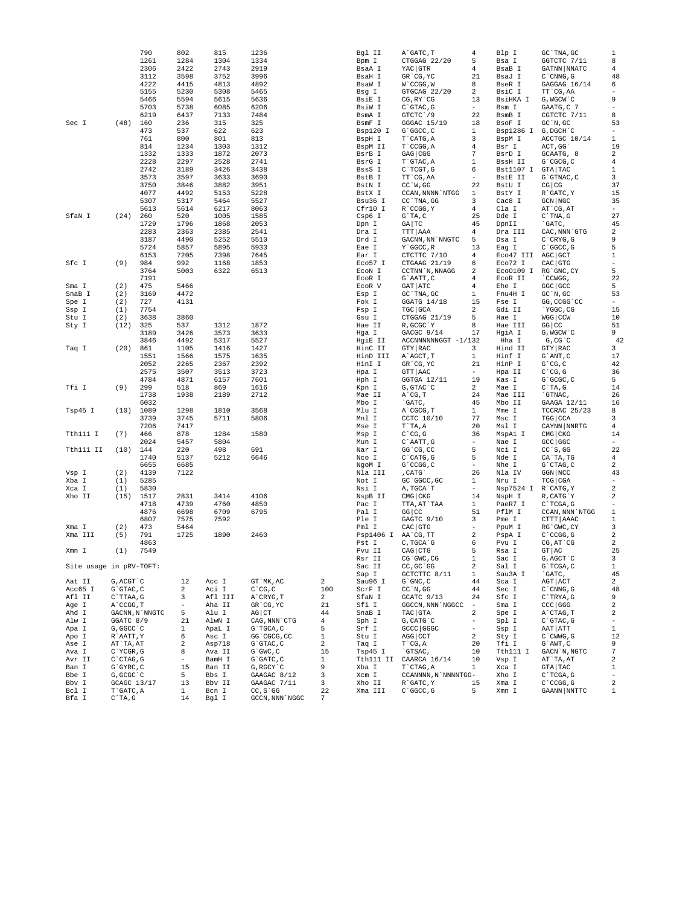```
              790      802      815      1236
              1261     1284     1304     1334
              2306     2422     2743     2919
              3112     3598     3752     3996
              4222     4415     4813     4892
              5155     5230     5308     5465
              5466     5594     5615     5636
              5703     5738     6085     6206
              6219     6437     7133     7484
Sec I     (48) 160     236      315      325
              473      537      622      623
              761      800      801      813
              814      1234     1303     1312
              1332     1333     1872     2073
              2228     2297     2528     2741
              2742     3189     3426     3438
              3573     3597     3633     3690
              3750     3846     3882     3951
              4077     4492     5153     5228
              5307     5317     5464     5527
              5613     5614     6217     8063
SfaN I    (24) 260     520      1005     1585
              1729     1796     1868     2053
              2283     2363     2385     2541
              3187     4490     5252     5510
              5724     5857     5895     5933
              6153     7205     7398     7645
Sfc I     (9)  984     992      1168     1853
              3764     5003     6322     6513
              7191
Sma I     (2)  475     5466
SnaB I    (2)  3169    4472
Spe I     (2)  727     4131
Ssp I     (1)  7754
Stu I     (2)  3638    3860
Sty I     (12) 325     537      1312     1872
              3189     3426     3573     3633
              3846     4492     5317     5527
Taq I     (20) 861     1105     1416     1427
              1551     1566     1575     1635
              2052     2265     2367     2392
              2575     3507     3513     3723
              4784     4871     6157     7601
Tfi I     (9)  299     518      869      1616
              1738     1938     2189     2712
              6032
Tsp45 I   (10) 1089    1298     1810     3568
              3739     3745     5711     5806
              7206     7417
Tth111 I  (7)  466     878      1284     1580
              2024     5457     5804
Tth111 II (10) 144     220      498      691
              1740     5137     5212     6646
              6655     6685
Vsp I     (2)  4139    7122
Xba I     (1)  5285
Xca I     (1)  5830
Xho II    (15) 1517    2831     3414     4106
              4718     4739     4760     4850
              4876     6698     6709     6795
              6807     7575     7592
Xma I     (2)  473     5464
Xma III   (5)  791     1725     1890     2460
              4863
Xmn I     (1)  7549
```

Site usage in pRV-TOFT:

```
Aat II     G,ACGT`C          12    Acc I      GT`MK,AC          2
Acc65 I    G`GTAC,C          2     Aci I      C`CG,C            100
Afl II     C`TTAA,G          3     Afl III    A`CRYG,T          2
Age I      A`CCGG,T          -     Aha II     GR`CG,YC          21
Ahd I      GACNN,N`NNGTC     5     Alu I      AG|CT             44
Alw I      GGATC 8/9         21    AlwN I     CAG,NNN`CTG       4
Apa I      G,GGCC`C          1     ApaL I     G`TGCA,C          5
Apo I      R`AATT,Y          6     Asc I      GG`CGCG,CC        1
Ase I      AT`TA,AT          2     Asp718     G`GTAC,C          2
Ava I      C`YCGR,G          8     Ava II     G`GWC,C           15
Avr II     C`CTAG,G          -     BamH I     G`GATC,C          1
Ban I      G`GYRC,C          15    Ban II     G,RGCY`C          9
Bbe I      G,GCGC`C          5     Bbs I      GAAGAC 8/12       3
Bbv I      GCAGC 13/17       13    Bbv II     GAAGAC 7/11       3
Bcl I      T`GATC,A          1     Bcn I      CC,S`GG           22
Bfa I      C`TA,G            14    Bgl I      GCCN,NNN`NGGC     7

Bgl II     A`GATC,T          4     Blp I      GC`TNA,GC         1
Bpm I      CTGGAG 22/20      5     Bsa I      GGTCTC 7/11       8
BsaA I     YAC|GTR           4     BsaB I     GATNN|NNATC       4
BsaH I     GR`CG,YC          21    BsaJ I     C`CNNG,G          48
BsaW I     W`CCGG,W          8     BseR I     GAGGAG 16/14      6
Bsg I      GTGCAG 22/20      2     BsiC I     TT`CG,AA          -
BsiE I     CG,RY`CG          13    BsiHKA I   G,WGCW`C          9
BsiW I     C`GTAC,G          -     Bsm I      GAATG,C 7         -
BsmA I     GTCTC`/9          22    BsmB I     CGTCTC 7/11       8
BsmF I     GGGAC 15/19       18    BsoF I     GC`N,GC           53
Bsp120 I   G`GGCC,C          1     Bsp1286 I  G,DGCH`C          -
BspH I     T`CATG,A          3     BspM I     ACCTGC 10/14      1
BspM II    T`CCGG,A          4     Bsr I      ACT,GG`           19
BsrB I     GAG|CGG           7     BsrD I     GCAATG, 8         2
BsrG I     T`GTAC,A          1     BssH II    G`CGCG,C          4
BssS I     C`TCGT,G          6     Bst1107 I  GTA|TAC           1
BstB I     TT`CG,AA          -     BstE II    G`GTNAC,C         3
BstN I     CC`W,GG           22    BstU I     CG|CG             37
BstX I     CCAN,NNNN`NTGG    1     BstY I     R`GATC,Y          15
Bsu36 I    CC`TNA,GG         3     Cac8 I     GCN|NGC           35
Cfr10 I    R`CCGG,Y          4     Cla I      AT`CG,AT          -
Csp6 I     G`TA,C            25    Dde I      C`TNA,G           27
Dpn I      GA|TC             45    DpnII      `GATC,            45
Dra I      TTT|AAA           4     Dra III    CAC,NNN`GTG       2
Drd I      GACNN,NN`NNGTC    5     Dsa I      C`CRYG,G          9
Eae I      Y`GGCC,R          13    Eag I      C`GGCC,G          5
Ear I      CTCTTC 7/10       4     Eco47 III  AGC|GCT           1
Eco57 I    CTGAAG 21/19      6     Eco72 I    CAC|GTG           -
EcoN I     CCTNN`N,NNAGG     2     Eco0109 I  RG`GNC,CY         5
EcoR I     G`AATT,C          4     EcoR II    `CCWGG,           22
EcoR V     GAT|ATC           4     Ehe I      GGC|GCC           5
Esp I      GC`TNA,GC         1     Fnu4H I    GC`N,GC           53
Fok I      GGATG 14/18       15    Fse I      GG,CCGG`CC        -
Fsp I      TGC|GCA           2     Gdi II     `YGGC,CG          15
Gsu I      CTGGAG 21/19      5     Hae I      WGG|CCW           10
Hae II     R,GCGC`Y          8     Hae III    GG|CC             51
Hga I      GACGC 9/14        17    HgiA I     G,WGCW`C          9
HgiE II    ACCNNNNNNGGT -1/132     Hha I      G,CG`C            42
HinC II    GTY|RAC           3     Hind II    GTY|RAC           3
HinD III   A`AGCT,T          1     Hinf I     G`ANT,C           17
HinI I     GR`CG,YC          21    HinP I     G`CG,C            42
Hpa I      GTT|AAC           -     Hpa II     C`CG,G            36
Hph I      GGTGA 12/11       19    Kas I      G`GCGC,C          5
Kpn I      G,GTAC`C          2     Mae I      C`TA,G            14
Mae II     A`CG,T            24    Mae III    `GTNAC,           26
Mbo I      `GATC,            45    Mbo II     GAAGA 12/11       16
Mlu I      A`CGCG,T          1     Mme I      TCCRAC 25/23      8
Mnl I      CCTC 10/10        77    Msc I      TGG|CCA           3
Mse I      T`TA,A            20    Msl I      CAYNN|NNRTG       4
Msp I      C`CG,G            36    MspA1 I    CMG|CKG           14
Mun I      C`AATT,G          -     Nae I      GCC|GGC           -
Nar I      GG`CG,CC          5     Nci I      CC`S,GG           22
Nco I      C`CATG,G          5     Nde I      CA`TA,TG          4
NgoM I     G`CCGG,C          -     Nhe I      G`CTAG,C          2
Nla III    ,CATG`            26    Nla IV     GGN|NCC           43
Not I      GC`GGCC,GC        1     Nru I      TCG|CGA           -
Nsi I      A,TGCA`T          -     Nsp7524 I  R`CATG,Y          2
NspB II    CMG|CKG           14    NspH I     R,CATG`Y          2
Pac I      TTA,AT`TAA        1     PaeR7 I    C`TCGA,G          -
Pal I      GG|CC             51    PflM I     CCAN,NNN`NTGG     1
Ple I      GAGTC 9/10        3     Pme I      CTTT|AAAC         1
Pml I      CAC|GTG           -     PpuM I     RG`GWC,CY         3
Psp1406 I  AA`CG,TT          2     PspA I     C`CCGG,G          2
Pst I      C,TGCA`G          6     Pvu I      CG,AT`CG          2
Pvu II     CAG|CTG           5     Rsa I      GT|AC             25
Rsr II     CG`GWC,CG         1     Sac I      G,AGCT`C          3
Sac II     CC,GC`GG          2     Sal I      G`TCGA,C          1
Sap I      GCTCTTC 8/11      1     Sau3A I    `GATC,            45
Sau96 I    G`GNC,C           44    Sca I      AGT|ACT           2
ScrF I     CC`N,GG           44    Sec I      C`CNNG,G          48
SfaN I     GCATC 9/13        24    Sfc I      C`TRYA,G          9
Sfi I      GGCCN,NNN`NGGCC   -     Sma I      CCC|GGG           2
SnaB I     TAC|GTA           2     Spe I      A`CTAG,T          2
Sph I      G,CATG`C          -     Spl I      C`GTAC,G          -
Srf I      GCCC|GGGC         -     Ssp I      AAT|ATT           1
Stu I      AGG|CCT           2     Sty I      C`CWWG,G          12
Taq I      T`CG,A            20    Tfi I      G`AWT,C           9
Tsp45 I    `GTSAC,           10    Tth111 I   GACN`N,NGTC       7
Tth111 II  CAARCA 16/14      10    Vsp I      AT`TA,AT          2
Xba I      T`CTAG,A          1     Xca I      GTA|TAC           1
Xcm I      CCANNNN,N`NNNNTGG-      Xho I      C`TCGA,G          -
Xho II     R`GATC,Y          15    Xma I      C`CCGG,G          2
Xma III    C`GGCC,G          5     Xmn I      GAANN|NNTTC       1
```